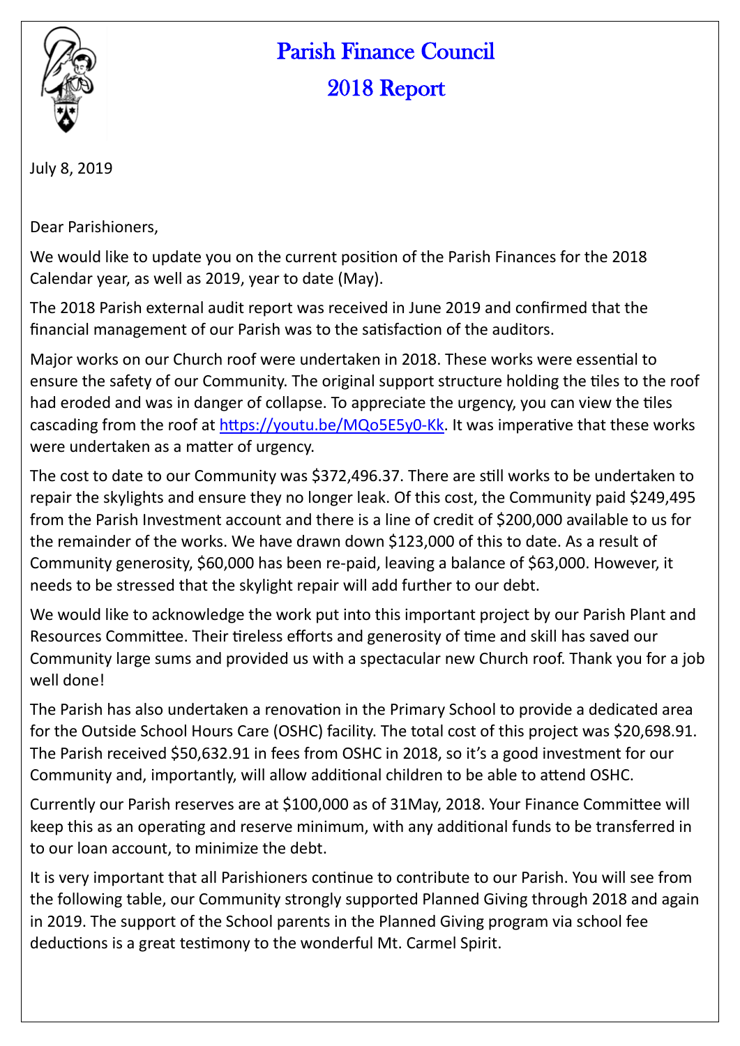# Parish Finance Council

## 2018 Report

July 8, 2019

Dear Parishioners,

We would like to update you on the current position of the Parish Finances for the 2018 Calendar year, as well as 2019, year to date (May).

The 2018 Parish external audit report was received in June 2019 and confirmed that the financial management of our Parish was to the satisfaction of the auditors.

Major works on our Church roof were undertaken in 2018. These works were essential to ensure the safety of our Community. The original support structure holding the tiles to the roof had eroded and was in danger of collapse. To appreciate the urgency, you can view the tiles cascading from the roof at https://youtu.be/MQo5E5y0-Kk. It was imperative that these works were undertaken as a matter of urgency.

The cost to date to our Community was $372,496.37. There are still works to be undertaken to repair the skylights and ensure they no longer leak. Of this cost, the Community paid $249,495 from the Parish Investment account and there is a line of credit of $200,000 available to us for the remainder of the works. We have drawn down $123,000 of this to date. As a result of Community generosity, $60,000 has been re-paid, leaving a balance of $63,000. However, it needs to be stressed that the skylight repair will add further to our debt.

We would like to acknowledge the work put into this important project by our Parish Plant and Resources Committee. Their tireless efforts and generosity of time and skill has saved our Community large sums and provided us with a spectacular new Church roof. Thank you for a job well done!

The Parish has also undertaken a renovation in the Primary School to provide a dedicated area for the Outside School Hours Care (OSHC) facility. The total cost of this project was $20,698.91. The Parish received $50,632.91 in fees from OSHC in 2018, so it's a good investment for our Community and, importantly, will allow additional children to be able to attend OSHC.

Currently our Parish reserves are at $100,000 as of 31May, 2018. Your Finance Committee will keep this as an operating and reserve minimum, with any additional funds to be transferred in to our loan account, to minimize the debt.

It is very important that all Parishioners continue to contribute to our Parish. You will see from the following table, our Community strongly supported Planned Giving through 2018 and again in 2019. The support of the School parents in the Planned Giving program via school fee deductions is a great testimony to the wonderful Mt. Carmel Spirit.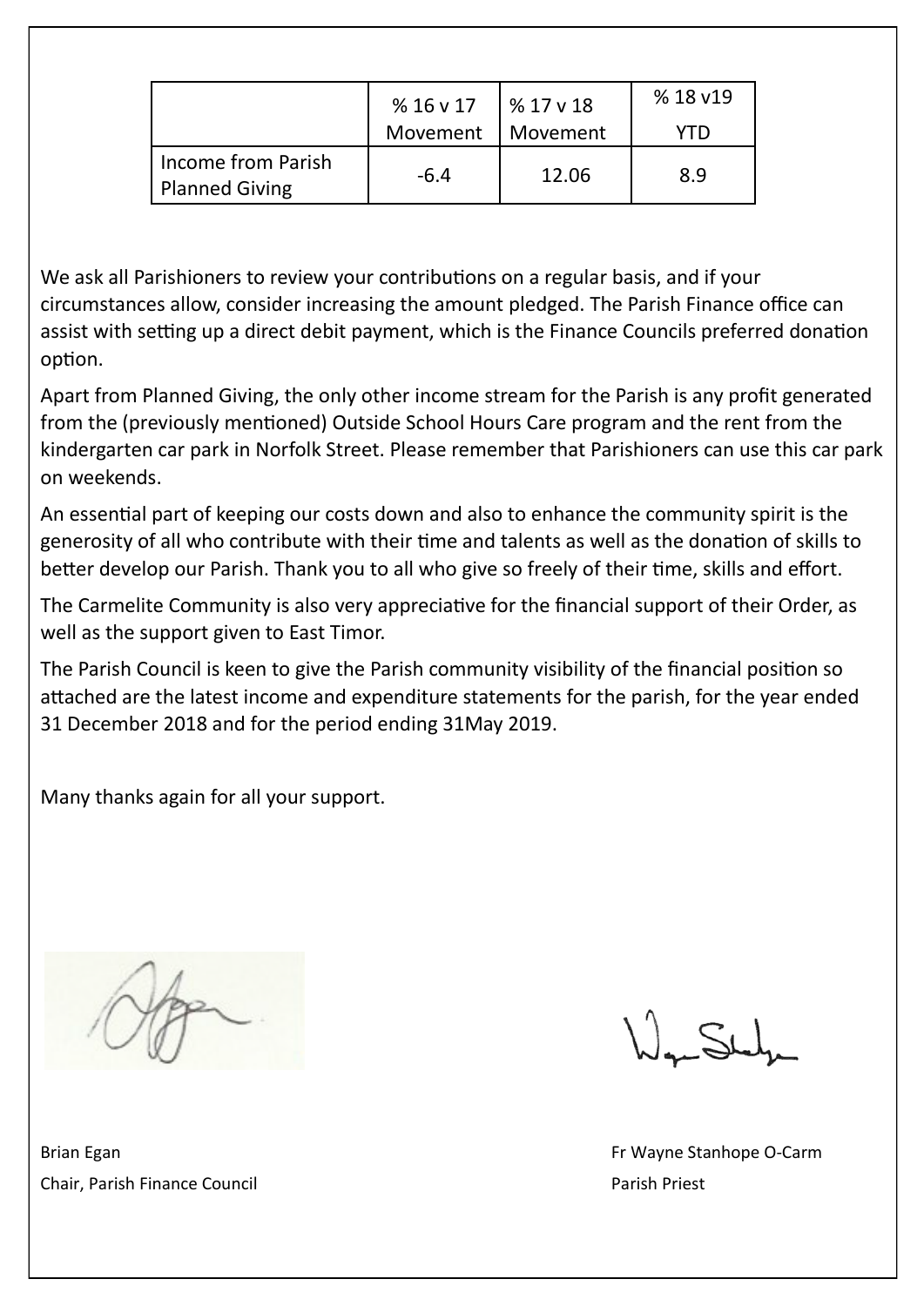| | % 16 v 17 Movement | % 17 v 18 Movement | % 18 v19 YTD |
|---|---|---|---|
| Income from Parish Planned Giving | -6.4 | 12.06 | 8.9 |

We ask all Parishioners to review your contributions on a regular basis, and if your circumstances allow, consider increasing the amount pledged. The Parish Finance office can assist with setting up a direct debit payment, which is the Finance Councils preferred donation option.

Apart from Planned Giving, the only other income stream for the Parish is any profit generated from the (previously mentioned) Outside School Hours Care program and the rent from the kindergarten car park in Norfolk Street. Please remember that Parishioners can use this car park on weekends.

An essential part of keeping our costs down and also to enhance the community spirit is the generosity of all who contribute with their time and talents as well as the donation of skills to better develop our Parish. Thank you to all who give so freely of their time, skills and effort.

The Carmelite Community is also very appreciative for the financial support of their Order, as well as the support given to East Timor.

The Parish Council is keen to give the Parish community visibility of the financial position so attached are the latest income and expenditure statements for the parish, for the year ended 31 December 2018 and for the period ending 31May 2019.

Many thanks again for all your support.

Brian Egan
Chair, Parish Finance Council

Fr Wayne Stanhope O-Carm
Parish Priest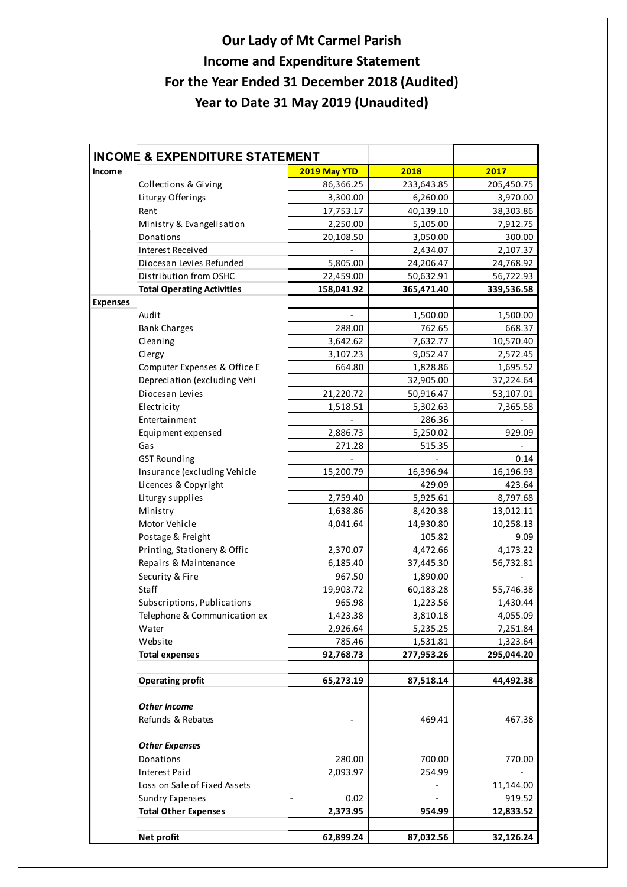# Our Lady of Mt Carmel Parish

## Income and Expenditure Statement

## For the Year Ended 31 December 2018 (Audited)

## Year to Date 31 May 2019 (Unaudited)

| INCOME & EXPENDITURE STATEMENT | | | | |
|---|---|---|---|---|
| **Income** | | **2019 May YTD** | **2018** | **2017** |
| | Collections & Giving | 86,366.25 | 233,643.85 | 205,450.75 |
| | Liturgy Offerings | 3,300.00 | 6,260.00 | 3,970.00 |
| | Rent | 17,753.17 | 40,139.10 | 38,303.86 |
| | Ministry & Evangelisation | 2,250.00 | 5,105.00 | 7,912.75 |
| | Donations | 20,108.50 | 3,050.00 | 300.00 |
| | Interest Received | - | 2,434.07 | 2,107.37 |
| | Diocesan Levies Refunded | 5,805.00 | 24,206.47 | 24,768.92 |
| | Distribution from OSHC | 22,459.00 | 50,632.91 | 56,722.93 |
| | **Total Operating Activities** | **158,041.92** | **365,471.40** | **339,536.58** |
| **Expenses** | | | | |
| | Audit | - | 1,500.00 | 1,500.00 |
| | Bank Charges | 288.00 | 762.65 | 668.37 |
| | Cleaning | 3,642.62 | 7,632.77 | 10,570.40 |
| | Clergy | 3,107.23 | 9,052.47 | 2,572.45 |
| | Computer Expenses & Office E | 664.80 | 1,828.86 | 1,695.52 |
| | Depreciation (excluding Vehi | | 32,905.00 | 37,224.64 |
| | Diocesan Levies | 21,220.72 | 50,916.47 | 53,107.01 |
| | Electricity | 1,518.51 | 5,302.63 | 7,365.58 |
| | Entertainment | - | 286.36 | - |
| | Equipment expensed | 2,886.73 | 5,250.02 | 929.09 |
| | Gas | 271.28 | 515.35 | - |
| | GST Rounding | - | - | 0.14 |
| | Insurance (excluding Vehicle | 15,200.79 | 16,396.94 | 16,196.93 |
| | Licences & Copyright | | 429.09 | 423.64 |
| | Liturgy supplies | 2,759.40 | 5,925.61 | 8,797.68 |
| | Ministry | 1,638.86 | 8,420.38 | 13,012.11 |
| | Motor Vehicle | 4,041.64 | 14,930.80 | 10,258.13 |
| | Postage & Freight | | 105.82 | 9.09 |
| | Printing, Stationery & Offic | 2,370.07 | 4,472.66 | 4,173.22 |
| | Repairs & Maintenance | 6,185.40 | 37,445.30 | 56,732.81 |
| | Security & Fire | 967.50 | 1,890.00 | - |
| | Staff | 19,903.72 | 60,183.28 | 55,746.38 |
| | Subscriptions, Publications | 965.98 | 1,223.56 | 1,430.44 |
| | Telephone & Communication ex | 1,423.38 | 3,810.18 | 4,055.09 |
| | Water | 2,926.64 | 5,235.25 | 7,251.84 |
| | Website | 785.46 | 1,531.81 | 1,323.64 |
| | **Total expenses** | **92,768.73** | **277,953.26** | **295,044.20** |
| | | | | |
| | **Operating profit** | **65,273.19** | **87,518.14** | **44,492.38** |
| | | | | |
| | ***Other Income*** | | | |
| | Refunds & Rebates | - | 469.41 | 467.38 |
| | | | | |
| | ***Other Expenses*** | | | |
| | Donations | 280.00 | 700.00 | 770.00 |
| | Interest Paid | 2,093.97 | 254.99 | - |
| | Loss on Sale of Fixed Assets | | - | 11,144.00 |
| | Sundry Expenses | - 0.02 | - | 919.52 |
| | **Total Other Expenses** | **2,373.95** | **954.99** | **12,833.52** |
| | | | | |
| | **Net profit** | **62,899.24** | **87,032.56** | **32,126.24** |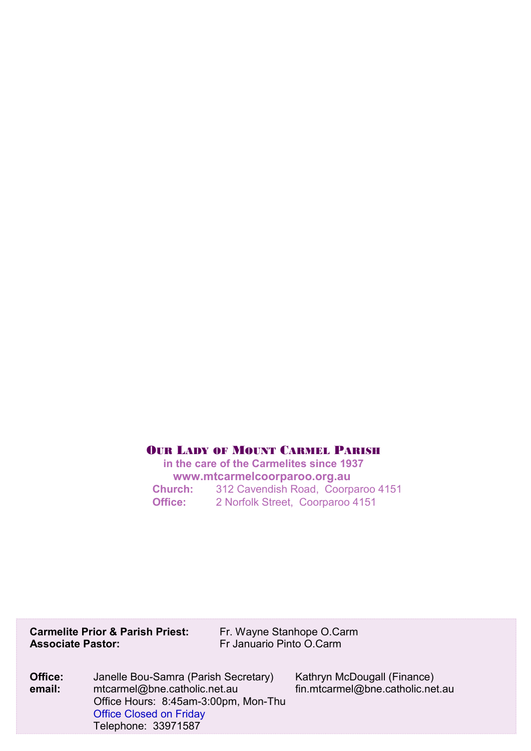## Our Lady of Mount Carmel Parish

**in the care of the Carmelites since 1937**

**www.mtcarmelcoorparoo.org.au**

**Church:** 312 Cavendish Road, Coorparoo 4151

**Office:** 2 Norfolk Street, Coorparoo 4151

**Carmelite Prior & Parish Priest:** Fr. Wayne Stanhope O.Carm

**Associate Pastor:** Fr Januario Pinto O.Carm

**Office:** Janelle Bou-Samra (Parish Secretary)

**email:** mtcarmel@bne.catholic.net.au

Office Hours: 8:45am-3:00pm, Mon-Thu

Office Closed on Friday

Telephone: 33971587

Kathryn McDougall (Finance)

fin.mtcarmel@bne.catholic.net.au